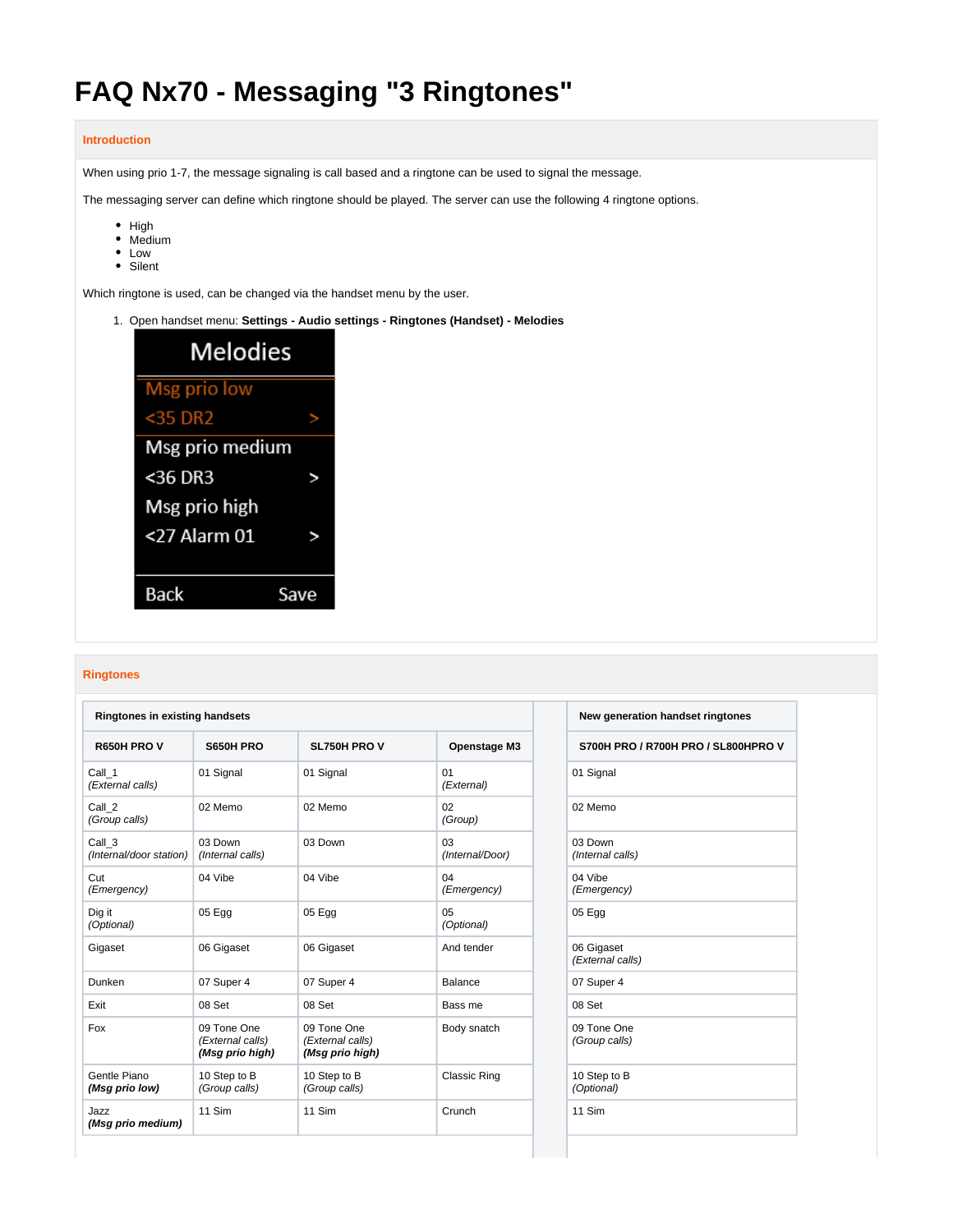# FAQ Nx70 - Messaging "3 Ringtones"

## Introduction

When using prio 1-7, the message signaling is call based and a ringtone can be used to signal the message.

The messaging server can define which ringtone should be played. The server can use the following 4 ringtone options.

- High
- Medium
- Low
- Silent

Which ringtone is used, can be changed via the handset menu by the user.

1. Open handset menu: **Settings - Audio settings - Ringtones (Handset) - Melodies**

## Ringtones

| Ringtones in existing handsets | | | | | New generation handset ringtones |
|---|---|---|---|---|---|
| **R650H PRO V** | **S650H PRO** | **SL750H PRO V** | **Openstage M3** | | **S700H PRO / R700H PRO / SL800HPRO V** |
| Call_1 *(External calls)* | 01 Signal | 01 Signal | 01 *(External)* | | 01 Signal |
| Call_2 *(Group calls)* | 02 Memo | 02 Memo | 02 *(Group)* | | 02 Memo |
| Call_3 *(Internal/door station)* | 03 Down *(Internal calls)* | 03 Down | 03 *(Internal/Door)* | | 03 Down *(Internal calls)* |
| Cut *(Emergency)* | 04 Vibe | 04 Vibe | 04 *(Emergency)* | | 04 Vibe *(Emergency)* |
| Dig it *(Optional)* | 05 Egg | 05 Egg | 05 *(Optional)* | | 05 Egg |
| Gigaset | 06 Gigaset | 06 Gigaset | And tender | | 06 Gigaset *(External calls)* |
| Dunken | 07 Super 4 | 07 Super 4 | Balance | | 07 Super 4 |
| Exit | 08 Set | 08 Set | Bass me | | 08 Set |
| Fox | 09 Tone One *(External calls)* ***(Msg prio high)*** | 09 Tone One *(External calls)* ***(Msg prio high)*** | Body snatch | | 09 Tone One *(Group calls)* |
| Gentle Piano ***(Msg prio low)*** | 10 Step to B *(Group calls)* | 10 Step to B *(Group calls)* | Classic Ring | | 10 Step to B *(Optional)* |
| Jazz ***(Msg prio medium)*** | 11 Sim | 11 Sim | Crunch | | 11 Sim |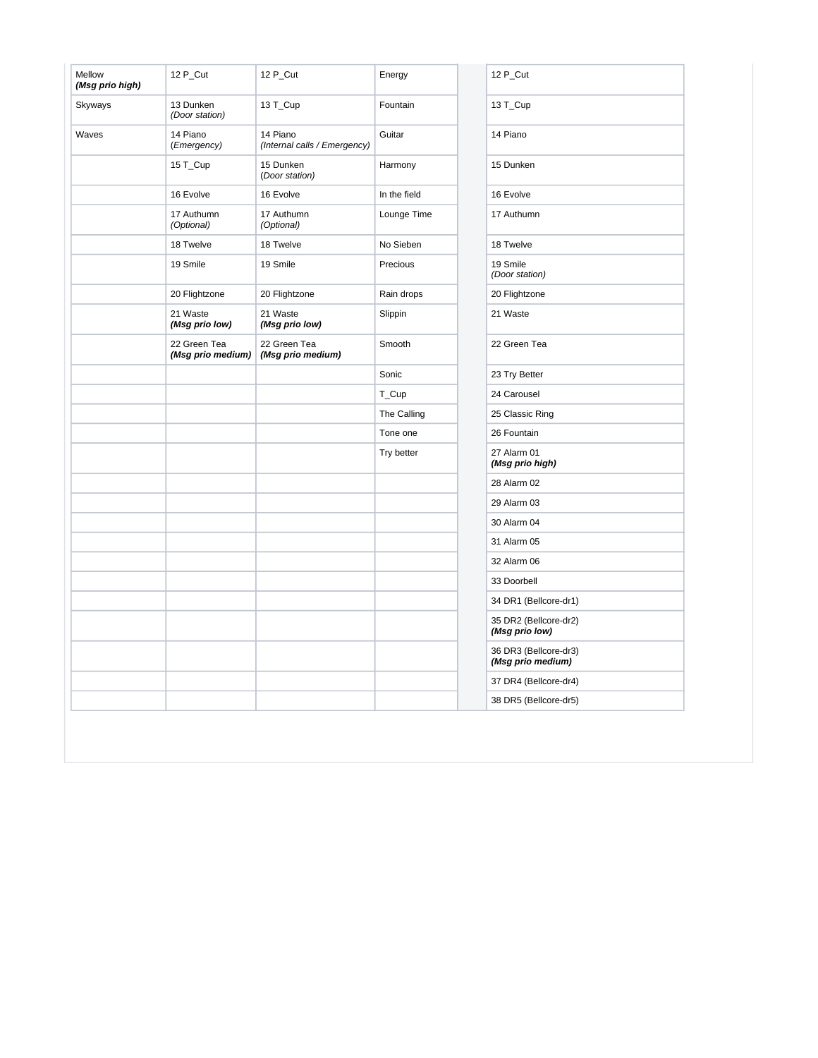| | | | | | |
|---|---|---|---|---|---|
| Mellow<br>***(Msg prio high)*** | 12 P_Cut | 12 P_Cut | Energy | | 12 P_Cut |
| Skyways | 13 Dunken<br>*(Door station)* | 13 T_Cup | Fountain | | 13 T_Cup |
| Waves | 14 Piano<br>(*Emergency*) | 14 Piano<br>*(Internal calls / Emergency)* | Guitar | | 14 Piano |
| | 15 T_Cup | 15 Dunken<br>(*Door station)* | Harmony | | 15 Dunken |
| | 16 Evolve | 16 Evolve | In the field | | 16 Evolve |
| | 17 Authumn<br>*(Optional)* | 17 Authumn<br>*(Optional)* | Lounge Time | | 17 Authumn |
| | 18 Twelve | 18 Twelve | No Sieben | | 18 Twelve |
| | 19 Smile | 19 Smile | Precious | | 19 Smile<br>*(Door station)* |
| | 20 Flightzone | 20 Flightzone | Rain drops | | 20 Flightzone |
| | 21 Waste<br>***(Msg prio low)*** | 21 Waste<br>***(Msg prio low)*** | Slippin | | 21 Waste |
| | 22 Green Tea<br>***(Msg prio medium)*** | 22 Green Tea<br>***(Msg prio medium)*** | Smooth | | 22 Green Tea |
| | | | Sonic | | 23 Try Better |
| | | | T_Cup | | 24 Carousel |
| | | | The Calling | | 25 Classic Ring |
| | | | Tone one | | 26 Fountain |
| | | | Try better | | 27 Alarm 01<br>***(Msg prio high)*** |
| | | | | | 28 Alarm 02 |
| | | | | | 29 Alarm 03 |
| | | | | | 30 Alarm 04 |
| | | | | | 31 Alarm 05 |
| | | | | | 32 Alarm 06 |
| | | | | | 33 Doorbell |
| | | | | | 34 DR1 (Bellcore-dr1) |
| | | | | | 35 DR2 (Bellcore-dr2)<br>***(Msg prio low)*** |
| | | | | | 36 DR3 (Bellcore-dr3)<br>***(Msg prio medium)*** |
| | | | | | 37 DR4 (Bellcore-dr4) |
| | | | | | 38 DR5 (Bellcore-dr5) |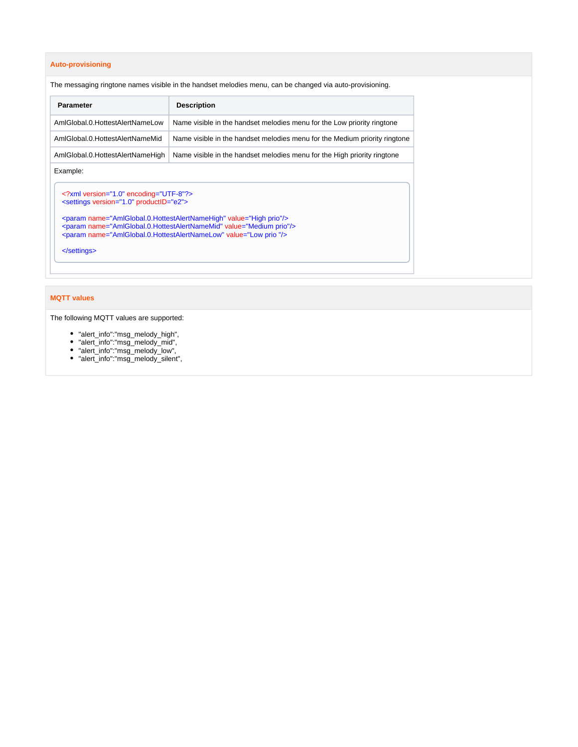### Auto-provisioning

The messaging ringtone names visible in the handset melodies menu, can be changed via auto-provisioning.

| Parameter | Description |
|---|---|
| AmlGlobal.0.HottestAlertNameLow | Name visible in the handset melodies menu for the Low priority ringtone |
| AmlGlobal.0.HottestAlertNameMid | Name visible in the handset melodies menu for the Medium priority ringtone |
| AmlGlobal.0.HottestAlertNameHigh | Name visible in the handset melodies menu for the High priority ringtone |

Example:

```
<?xml version="1.0" encoding="UTF-8"?>
<settings version="1.0" productID="e2">

<param name="AmlGlobal.0.HottestAlertNameHigh" value="High prio"/>
<param name="AmlGlobal.0.HottestAlertNameMid" value="Medium prio"/>
<param name="AmlGlobal.0.HottestAlertNameLow" value="Low prio "/>

</settings>
```

### MQTT values

The following MQTT values are supported:

- "alert_info":"msg_melody_high",
- "alert_info":"msg_melody_mid",
- "alert_info":"msg_melody_low",
- "alert_info":"msg_melody_silent",